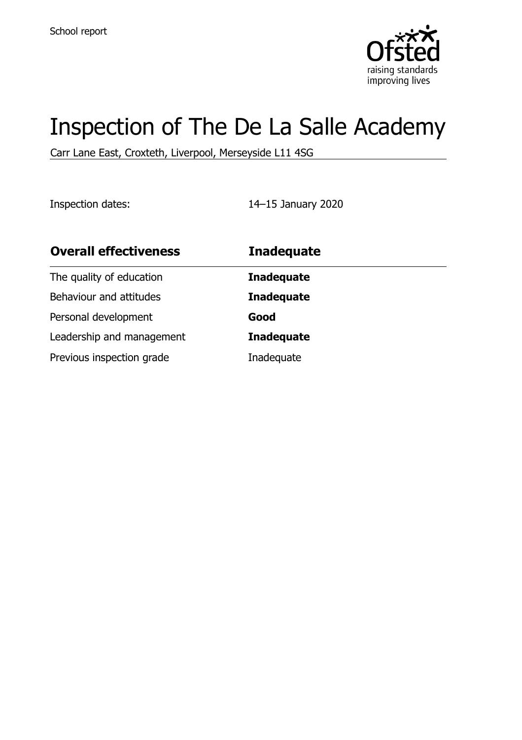School report

# Inspection of The De La Salle Academy

Carr Lane East, Croxteth, Liverpool, Merseyside L11 4SG

Inspection dates: 14–15 January 2020

| **Overall effectiveness** | **Inadequate** |
| --- | --- |
| The quality of education | **Inadequate** |
| Behaviour and attitudes | **Inadequate** |
| Personal development | **Good** |
| Leadership and management | **Inadequate** |
| Previous inspection grade | Inadequate |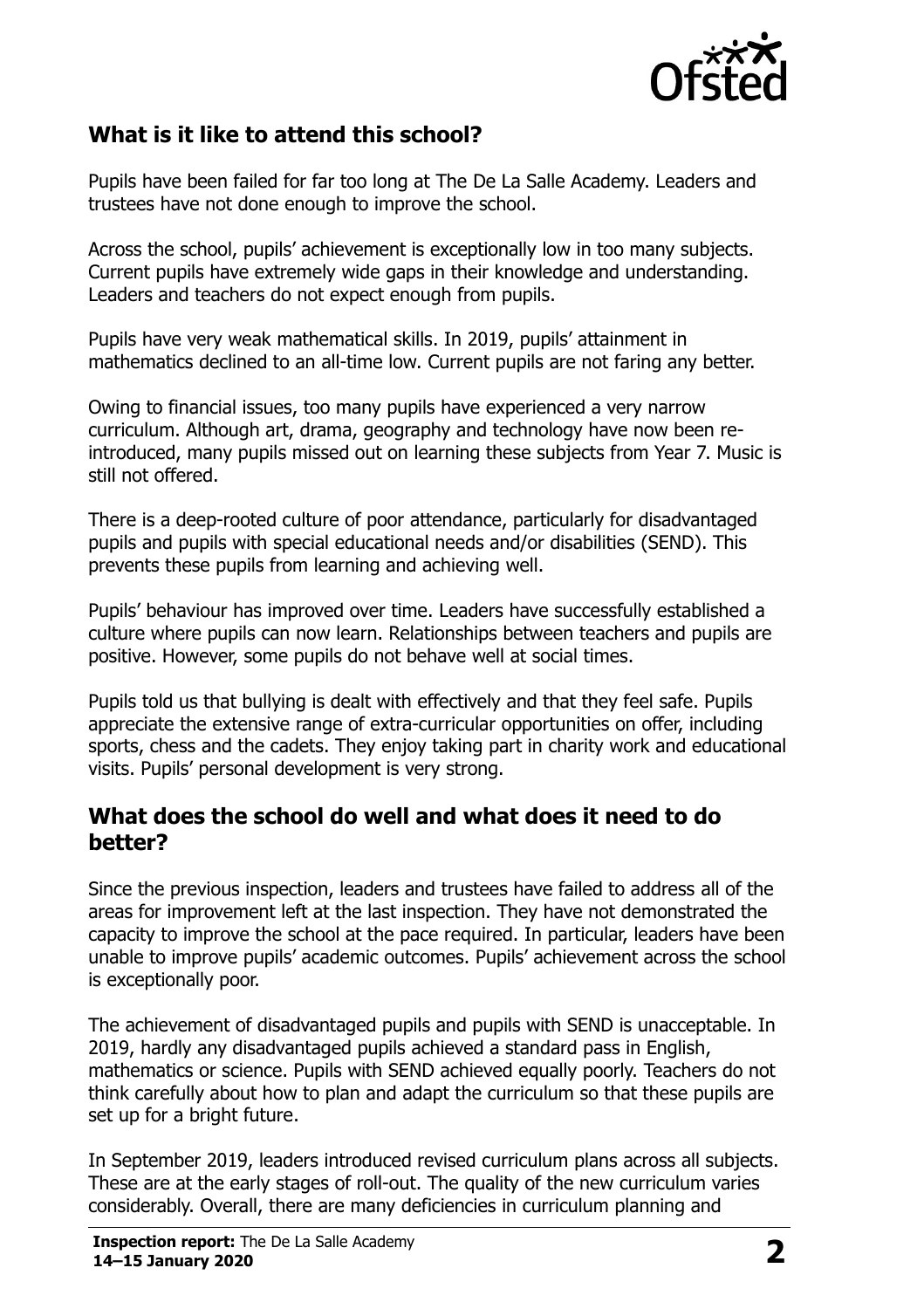## What is it like to attend this school?

Pupils have been failed for far too long at The De La Salle Academy. Leaders and trustees have not done enough to improve the school.

Across the school, pupils' achievement is exceptionally low in too many subjects. Current pupils have extremely wide gaps in their knowledge and understanding. Leaders and teachers do not expect enough from pupils.

Pupils have very weak mathematical skills. In 2019, pupils' attainment in mathematics declined to an all-time low. Current pupils are not faring any better.

Owing to financial issues, too many pupils have experienced a very narrow curriculum. Although art, drama, geography and technology have now been re-introduced, many pupils missed out on learning these subjects from Year 7. Music is still not offered.

There is a deep-rooted culture of poor attendance, particularly for disadvantaged pupils and pupils with special educational needs and/or disabilities (SEND). This prevents these pupils from learning and achieving well.

Pupils' behaviour has improved over time. Leaders have successfully established a culture where pupils can now learn. Relationships between teachers and pupils are positive. However, some pupils do not behave well at social times.

Pupils told us that bullying is dealt with effectively and that they feel safe. Pupils appreciate the extensive range of extra-curricular opportunities on offer, including sports, chess and the cadets. They enjoy taking part in charity work and educational visits. Pupils' personal development is very strong.

## What does the school do well and what does it need to do better?

Since the previous inspection, leaders and trustees have failed to address all of the areas for improvement left at the last inspection. They have not demonstrated the capacity to improve the school at the pace required. In particular, leaders have been unable to improve pupils' academic outcomes. Pupils' achievement across the school is exceptionally poor.

The achievement of disadvantaged pupils and pupils with SEND is unacceptable. In 2019, hardly any disadvantaged pupils achieved a standard pass in English, mathematics or science. Pupils with SEND achieved equally poorly. Teachers do not think carefully about how to plan and adapt the curriculum so that these pupils are set up for a bright future.

In September 2019, leaders introduced revised curriculum plans across all subjects. These are at the early stages of roll-out. The quality of the new curriculum varies considerably. Overall, there are many deficiencies in curriculum planning and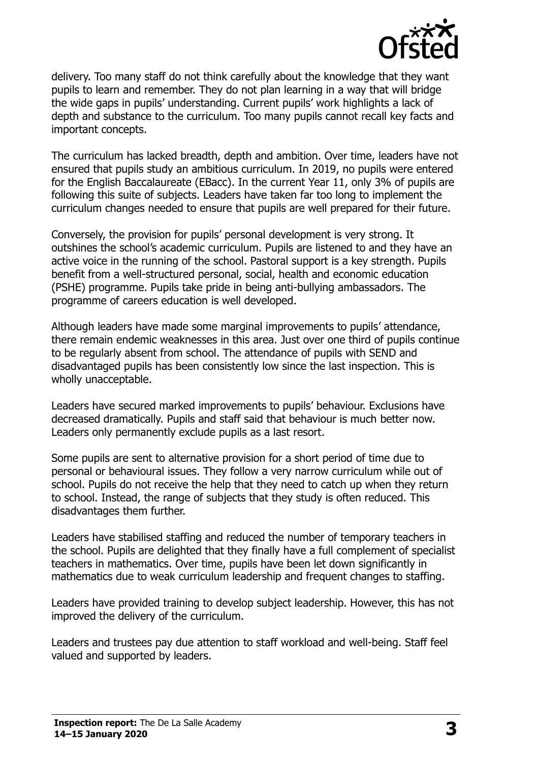delivery. Too many staff do not think carefully about the knowledge that they want pupils to learn and remember. They do not plan learning in a way that will bridge the wide gaps in pupils' understanding. Current pupils' work highlights a lack of depth and substance to the curriculum. Too many pupils cannot recall key facts and important concepts.

The curriculum has lacked breadth, depth and ambition. Over time, leaders have not ensured that pupils study an ambitious curriculum. In 2019, no pupils were entered for the English Baccalaureate (EBacc). In the current Year 11, only 3% of pupils are following this suite of subjects. Leaders have taken far too long to implement the curriculum changes needed to ensure that pupils are well prepared for their future.

Conversely, the provision for pupils' personal development is very strong. It outshines the school's academic curriculum. Pupils are listened to and they have an active voice in the running of the school. Pastoral support is a key strength. Pupils benefit from a well-structured personal, social, health and economic education (PSHE) programme. Pupils take pride in being anti-bullying ambassadors. The programme of careers education is well developed.

Although leaders have made some marginal improvements to pupils' attendance, there remain endemic weaknesses in this area. Just over one third of pupils continue to be regularly absent from school. The attendance of pupils with SEND and disadvantaged pupils has been consistently low since the last inspection. This is wholly unacceptable.

Leaders have secured marked improvements to pupils' behaviour. Exclusions have decreased dramatically. Pupils and staff said that behaviour is much better now. Leaders only permanently exclude pupils as a last resort.

Some pupils are sent to alternative provision for a short period of time due to personal or behavioural issues. They follow a very narrow curriculum while out of school. Pupils do not receive the help that they need to catch up when they return to school. Instead, the range of subjects that they study is often reduced. This disadvantages them further.

Leaders have stabilised staffing and reduced the number of temporary teachers in the school. Pupils are delighted that they finally have a full complement of specialist teachers in mathematics. Over time, pupils have been let down significantly in mathematics due to weak curriculum leadership and frequent changes to staffing.

Leaders have provided training to develop subject leadership. However, this has not improved the delivery of the curriculum.

Leaders and trustees pay due attention to staff workload and well-being. Staff feel valued and supported by leaders.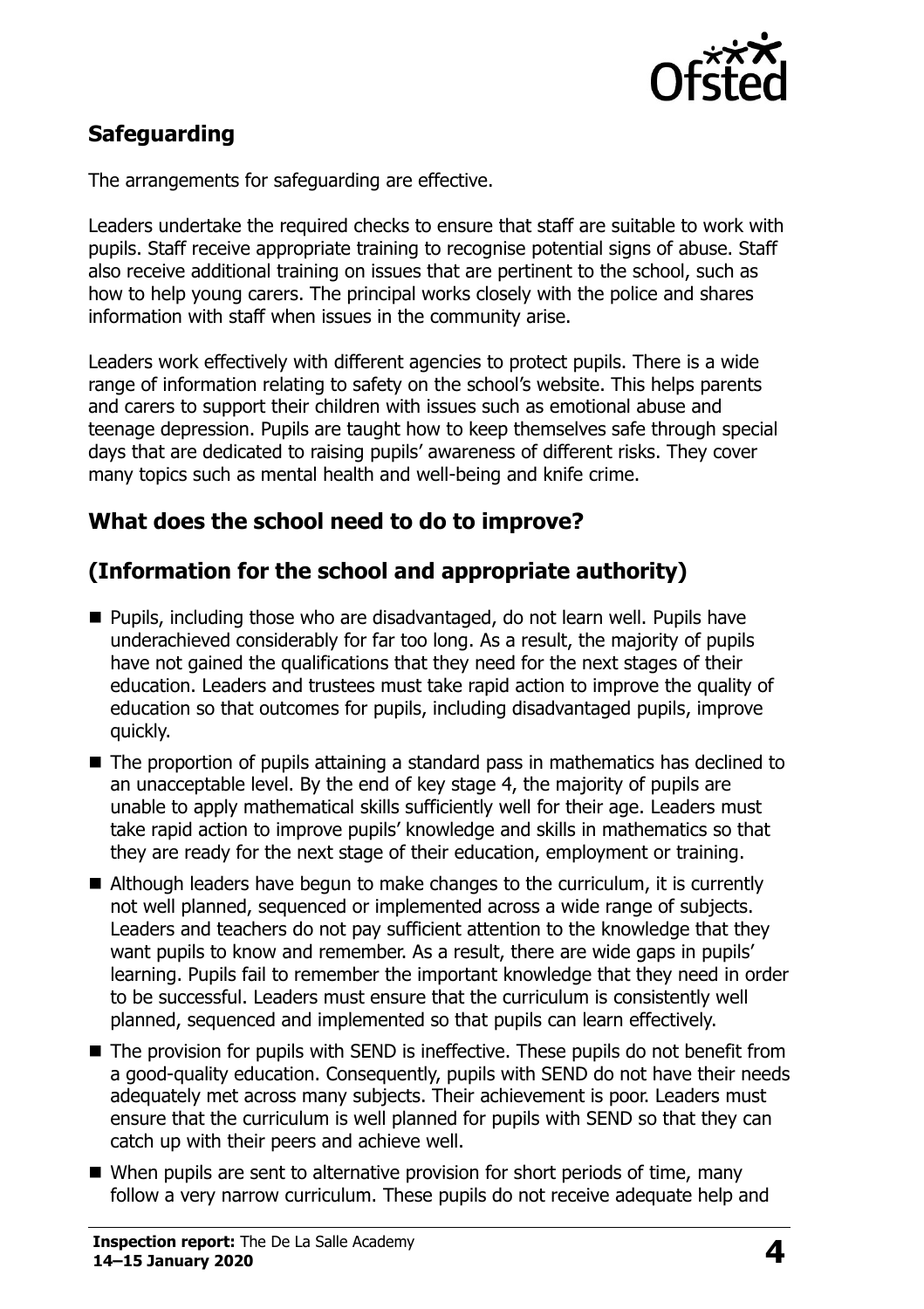## Safeguarding

The arrangements for safeguarding are effective.

Leaders undertake the required checks to ensure that staff are suitable to work with pupils. Staff receive appropriate training to recognise potential signs of abuse. Staff also receive additional training on issues that are pertinent to the school, such as how to help young carers. The principal works closely with the police and shares information with staff when issues in the community arise.

Leaders work effectively with different agencies to protect pupils. There is a wide range of information relating to safety on the school's website. This helps parents and carers to support their children with issues such as emotional abuse and teenage depression. Pupils are taught how to keep themselves safe through special days that are dedicated to raising pupils' awareness of different risks. They cover many topics such as mental health and well-being and knife crime.

## What does the school need to do to improve?

## (Information for the school and appropriate authority)

- Pupils, including those who are disadvantaged, do not learn well. Pupils have underachieved considerably for far too long. As a result, the majority of pupils have not gained the qualifications that they need for the next stages of their education. Leaders and trustees must take rapid action to improve the quality of education so that outcomes for pupils, including disadvantaged pupils, improve quickly.
- The proportion of pupils attaining a standard pass in mathematics has declined to an unacceptable level. By the end of key stage 4, the majority of pupils are unable to apply mathematical skills sufficiently well for their age. Leaders must take rapid action to improve pupils' knowledge and skills in mathematics so that they are ready for the next stage of their education, employment or training.
- Although leaders have begun to make changes to the curriculum, it is currently not well planned, sequenced or implemented across a wide range of subjects. Leaders and teachers do not pay sufficient attention to the knowledge that they want pupils to know and remember. As a result, there are wide gaps in pupils' learning. Pupils fail to remember the important knowledge that they need in order to be successful. Leaders must ensure that the curriculum is consistently well planned, sequenced and implemented so that pupils can learn effectively.
- The provision for pupils with SEND is ineffective. These pupils do not benefit from a good-quality education. Consequently, pupils with SEND do not have their needs adequately met across many subjects. Their achievement is poor. Leaders must ensure that the curriculum is well planned for pupils with SEND so that they can catch up with their peers and achieve well.
- When pupils are sent to alternative provision for short periods of time, many follow a very narrow curriculum. These pupils do not receive adequate help and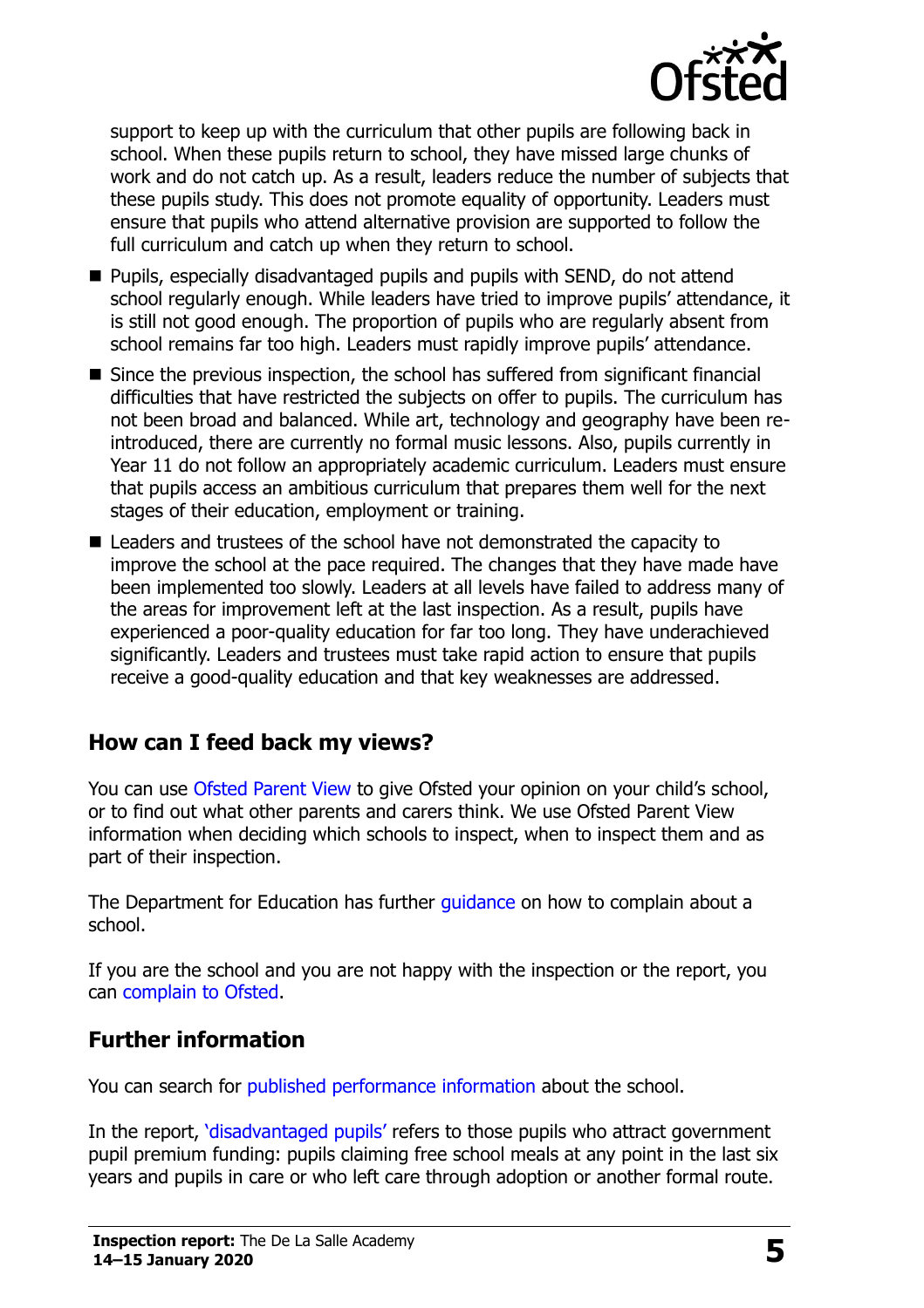support to keep up with the curriculum that other pupils are following back in school. When these pupils return to school, they have missed large chunks of work and do not catch up. As a result, leaders reduce the number of subjects that these pupils study. This does not promote equality of opportunity. Leaders must ensure that pupils who attend alternative provision are supported to follow the full curriculum and catch up when they return to school.

- Pupils, especially disadvantaged pupils and pupils with SEND, do not attend school regularly enough. While leaders have tried to improve pupils' attendance, it is still not good enough. The proportion of pupils who are regularly absent from school remains far too high. Leaders must rapidly improve pupils' attendance.
- Since the previous inspection, the school has suffered from significant financial difficulties that have restricted the subjects on offer to pupils. The curriculum has not been broad and balanced. While art, technology and geography have been re-introduced, there are currently no formal music lessons. Also, pupils currently in Year 11 do not follow an appropriately academic curriculum. Leaders must ensure that pupils access an ambitious curriculum that prepares them well for the next stages of their education, employment or training.
- Leaders and trustees of the school have not demonstrated the capacity to improve the school at the pace required. The changes that they have made have been implemented too slowly. Leaders at all levels have failed to address many of the areas for improvement left at the last inspection. As a result, pupils have experienced a poor-quality education for far too long. They have underachieved significantly. Leaders and trustees must take rapid action to ensure that pupils receive a good-quality education and that key weaknesses are addressed.

## How can I feed back my views?

You can use Ofsted Parent View to give Ofsted your opinion on your child's school, or to find out what other parents and carers think. We use Ofsted Parent View information when deciding which schools to inspect, when to inspect them and as part of their inspection.

The Department for Education has further guidance on how to complain about a school.

If you are the school and you are not happy with the inspection or the report, you can complain to Ofsted.

## Further information

You can search for published performance information about the school.

In the report, 'disadvantaged pupils' refers to those pupils who attract government pupil premium funding: pupils claiming free school meals at any point in the last six years and pupils in care or who left care through adoption or another formal route.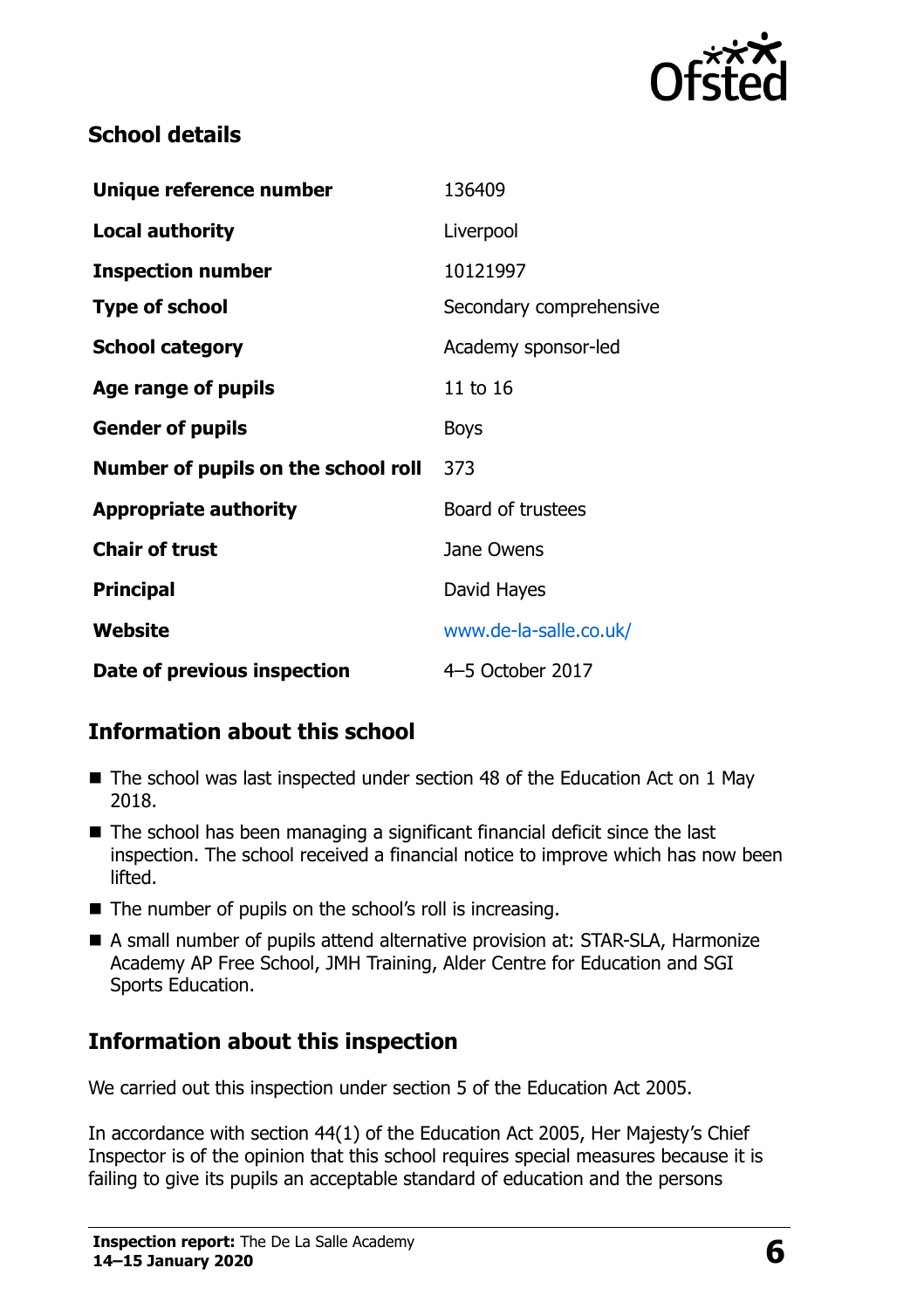## School details

| | |
|---|---|
| **Unique reference number** | 136409 |
| **Local authority** | Liverpool |
| **Inspection number** | 10121997 |
| **Type of school** | Secondary comprehensive |
| **School category** | Academy sponsor-led |
| **Age range of pupils** | 11 to 16 |
| **Gender of pupils** | Boys |
| **Number of pupils on the school roll** | 373 |
| **Appropriate authority** | Board of trustees |
| **Chair of trust** | Jane Owens |
| **Principal** | David Hayes |
| **Website** | www.de-la-salle.co.uk/ |
| **Date of previous inspection** | 4–5 October 2017 |

## Information about this school

- The school was last inspected under section 48 of the Education Act on 1 May 2018.
- The school has been managing a significant financial deficit since the last inspection. The school received a financial notice to improve which has now been lifted.
- The number of pupils on the school's roll is increasing.
- A small number of pupils attend alternative provision at: STAR-SLA, Harmonize Academy AP Free School, JMH Training, Alder Centre for Education and SGI Sports Education.

## Information about this inspection

We carried out this inspection under section 5 of the Education Act 2005.

In accordance with section 44(1) of the Education Act 2005, Her Majesty's Chief Inspector is of the opinion that this school requires special measures because it is failing to give its pupils an acceptable standard of education and the persons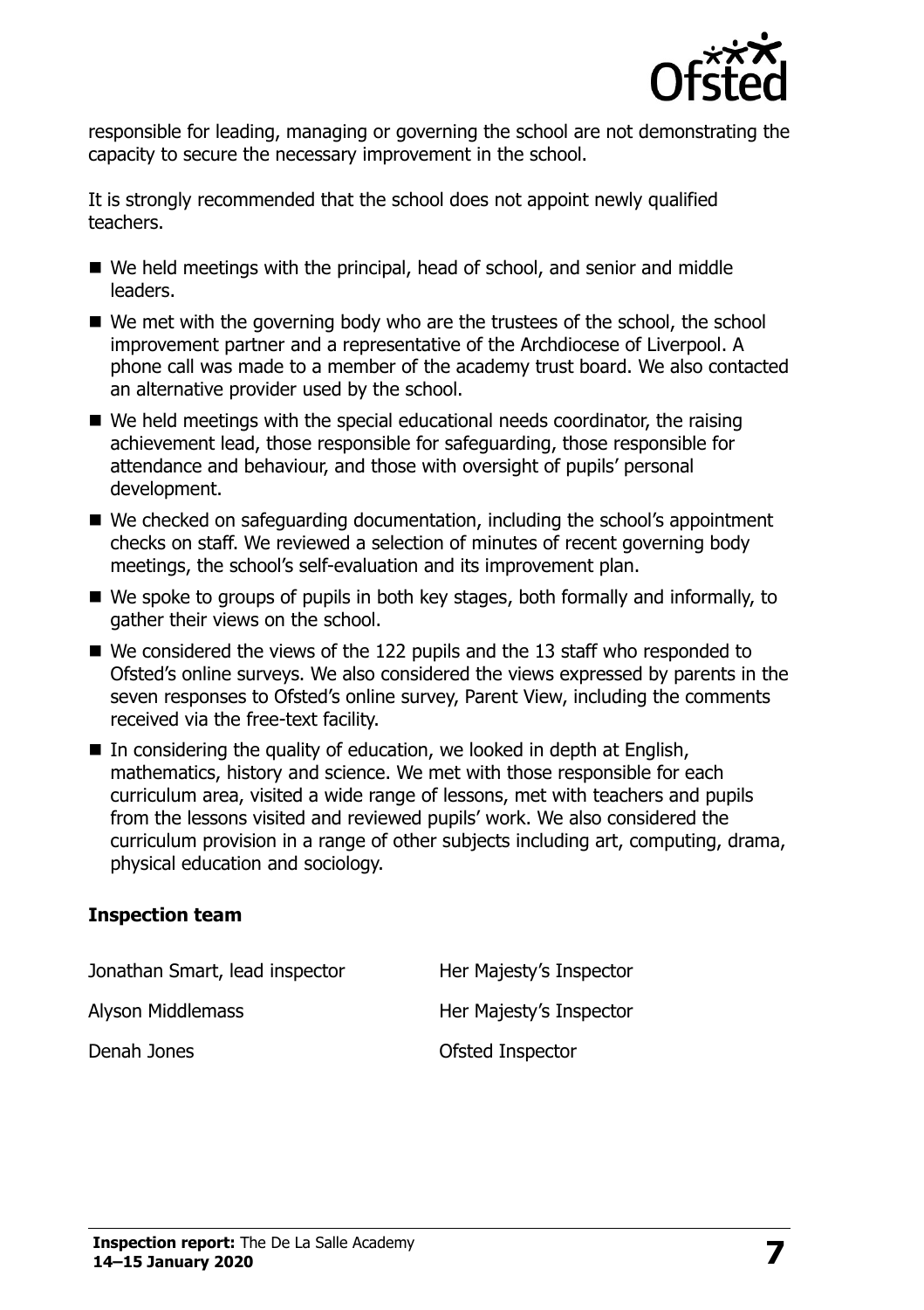responsible for leading, managing or governing the school are not demonstrating the capacity to secure the necessary improvement in the school.

It is strongly recommended that the school does not appoint newly qualified teachers.

- We held meetings with the principal, head of school, and senior and middle leaders.
- We met with the governing body who are the trustees of the school, the school improvement partner and a representative of the Archdiocese of Liverpool. A phone call was made to a member of the academy trust board. We also contacted an alternative provider used by the school.
- We held meetings with the special educational needs coordinator, the raising achievement lead, those responsible for safeguarding, those responsible for attendance and behaviour, and those with oversight of pupils' personal development.
- We checked on safeguarding documentation, including the school's appointment checks on staff. We reviewed a selection of minutes of recent governing body meetings, the school's self-evaluation and its improvement plan.
- We spoke to groups of pupils in both key stages, both formally and informally, to gather their views on the school.
- We considered the views of the 122 pupils and the 13 staff who responded to Ofsted's online surveys. We also considered the views expressed by parents in the seven responses to Ofsted's online survey, Parent View, including the comments received via the free-text facility.
- In considering the quality of education, we looked in depth at English, mathematics, history and science. We met with those responsible for each curriculum area, visited a wide range of lessons, met with teachers and pupils from the lessons visited and reviewed pupils' work. We also considered the curriculum provision in a range of other subjects including art, computing, drama, physical education and sociology.

### Inspection team

| | |
|---|---|
| Jonathan Smart, lead inspector | Her Majesty's Inspector |
| Alyson Middlemass | Her Majesty's Inspector |
| Denah Jones | Ofsted Inspector |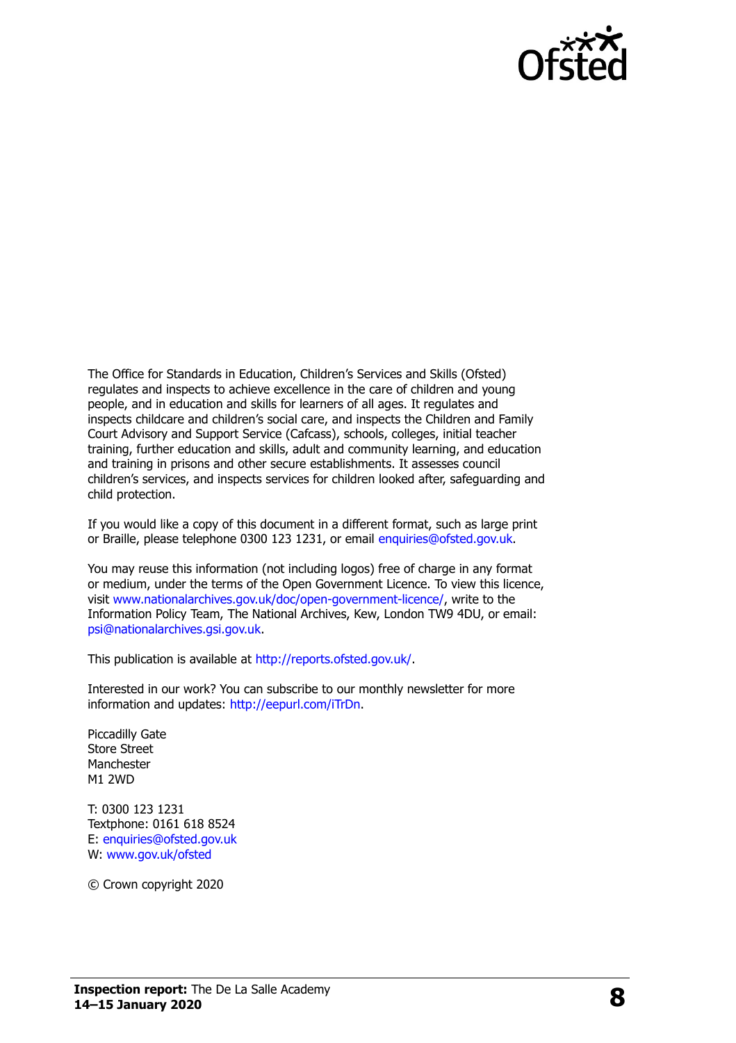The Office for Standards in Education, Children's Services and Skills (Ofsted) regulates and inspects to achieve excellence in the care of children and young people, and in education and skills for learners of all ages. It regulates and inspects childcare and children's social care, and inspects the Children and Family Court Advisory and Support Service (Cafcass), schools, colleges, initial teacher training, further education and skills, adult and community learning, and education and training in prisons and other secure establishments. It assesses council children's services, and inspects services for children looked after, safeguarding and child protection.

If you would like a copy of this document in a different format, such as large print or Braille, please telephone 0300 123 1231, or email enquiries@ofsted.gov.uk.

You may reuse this information (not including logos) free of charge in any format or medium, under the terms of the Open Government Licence. To view this licence, visit www.nationalarchives.gov.uk/doc/open-government-licence/, write to the Information Policy Team, The National Archives, Kew, London TW9 4DU, or email: psi@nationalarchives.gsi.gov.uk.

This publication is available at http://reports.ofsted.gov.uk/.

Interested in our work? You can subscribe to our monthly newsletter for more information and updates: http://eepurl.com/iTrDn.

Piccadilly Gate
Store Street
Manchester
M1 2WD

T: 0300 123 1231
Textphone: 0161 618 8524
E: enquiries@ofsted.gov.uk
W: www.gov.uk/ofsted

© Crown copyright 2020